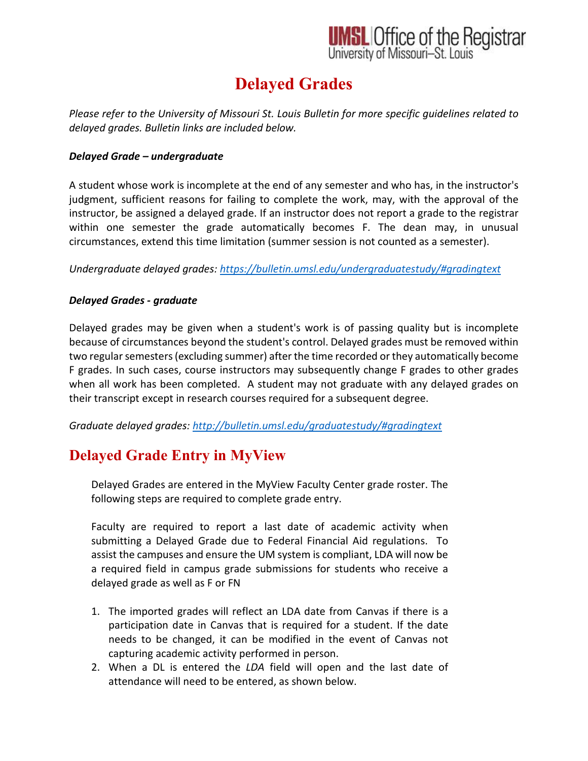UMSL | Office of the Registrar
University of Missouri–St. Louis

# Delayed Grades

*Please refer to the University of Missouri St. Louis Bulletin for more specific guidelines related to delayed grades. Bulletin links are included below.*

***Delayed Grade – undergraduate***

A student whose work is incomplete at the end of any semester and who has, in the instructor's judgment, sufficient reasons for failing to complete the work, may, with the approval of the instructor, be assigned a delayed grade. If an instructor does not report a grade to the registrar within one semester the grade automatically becomes F. The dean may, in unusual circumstances, extend this time limitation (summer session is not counted as a semester).

*Undergraduate delayed grades: [https://bulletin.umsl.edu/undergraduatestudy/#gradingtext](https://bulletin.umsl.edu/undergraduatestudy/#gradingtext)*

***Delayed Grades - graduate***

Delayed grades may be given when a student's work is of passing quality but is incomplete because of circumstances beyond the student's control. Delayed grades must be removed within two regular semesters (excluding summer) after the time recorded or they automatically become F grades. In such cases, course instructors may subsequently change F grades to other grades when all work has been completed. A student may not graduate with any delayed grades on their transcript except in research courses required for a subsequent degree.

*Graduate delayed grades: [http://bulletin.umsl.edu/graduatestudy/#gradingtext](http://bulletin.umsl.edu/graduatestudy/#gradingtext)*

## Delayed Grade Entry in MyView

Delayed Grades are entered in the MyView Faculty Center grade roster. The following steps are required to complete grade entry.

Faculty are required to report a last date of academic activity when submitting a Delayed Grade due to Federal Financial Aid regulations. To assist the campuses and ensure the UM system is compliant, LDA will now be a required field in campus grade submissions for students who receive a delayed grade as well as F or FN

1. The imported grades will reflect an LDA date from Canvas if there is a participation date in Canvas that is required for a student. If the date needs to be changed, it can be modified in the event of Canvas not capturing academic activity performed in person.
2. When a DL is entered the *LDA* field will open and the last date of attendance will need to be entered, as shown below.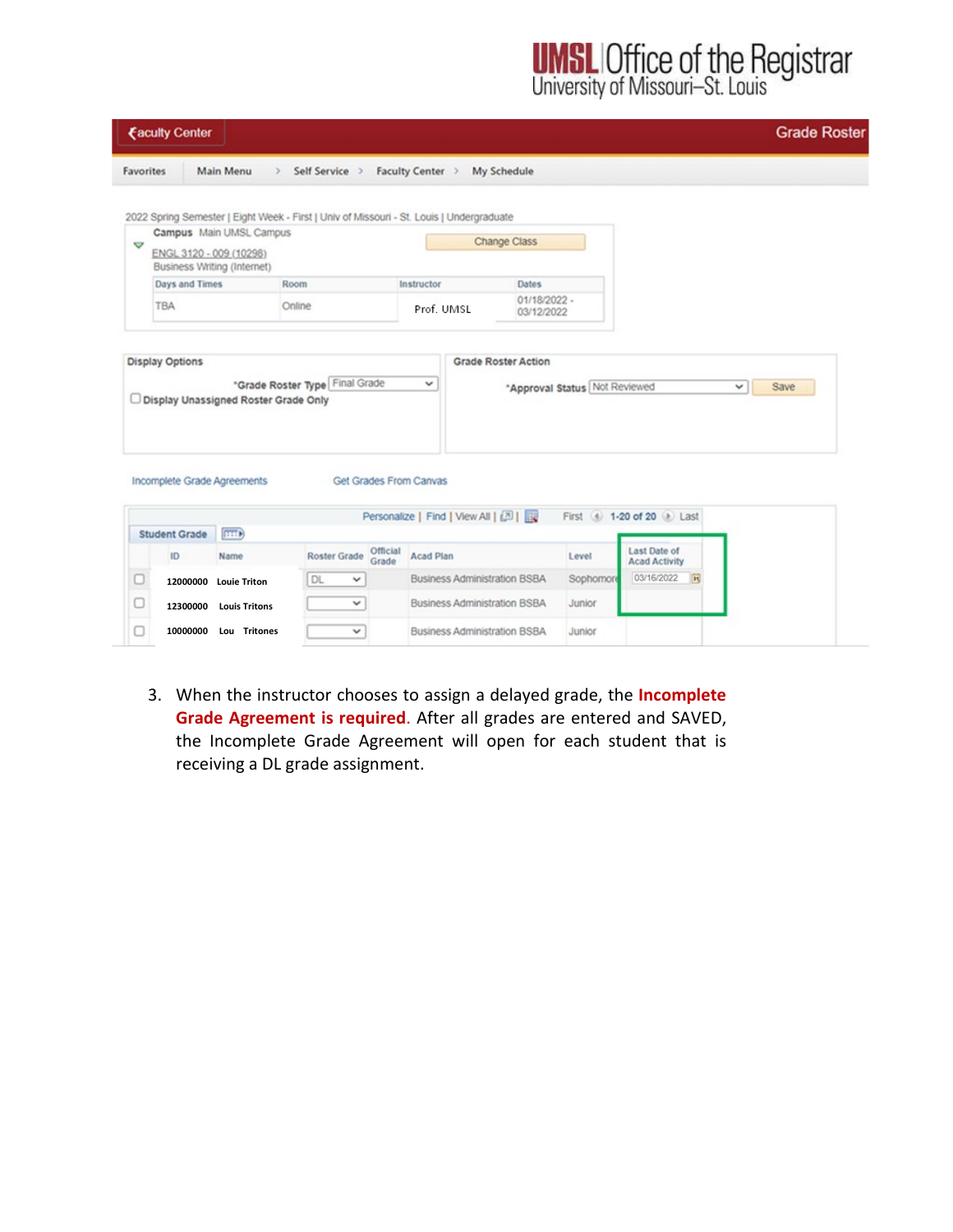# UMSL Office of the Registrar
University of Missouri–St. Louis

Faculty Center | Grade Roster

Favorites | Main Menu > Self Service > Faculty Center > My Schedule

2022 Spring Semester | Eight Week - First | Univ of Missouri - St. Louis | Undergraduate

**Campus** Main UMSL Campus

ENGL 3120 - 009 (10298)

Business Writing (Internet)

Change Class

| Days and Times | Room | Instructor | Dates |
|---|---|---|---|
| TBA | Online | Prof. UMSL | 01/18/2022 - 03/12/2022 |

**Display Options**

*Grade Roster Type: Final Grade

Display Unassigned Roster Grade Only

**Grade Roster Action**

*Approval Status: Not Reviewed | Save

Incompleted Grade Agreements | Get Grades From Canvas

Personalize | Find | View All | First 1-20 of 20 Last

Student Grade

| | ID | Name | Roster Grade | Official Grade | Acad Plan | Level | Last Date of Acad Activity |
|---|---|---|---|---|---|---|---|
| ☐ | 12000000 | Louie Triton | DL | | Business Administration BSBA | Sophomore | 03/16/2022 |
| ☐ | 12300000 | Louis Tritons | | | Business Administration BSBA | Junior | |
| ☐ | 10000000 | Lou Tritones | | | Business Administration BSBA | Junior | |

3. When the instructor chooses to assign a delayed grade, the **Incomplete Grade Agreement is required**. After all grades are entered and SAVED, the Incomplete Grade Agreement will open for each student that is receiving a DL grade assignment.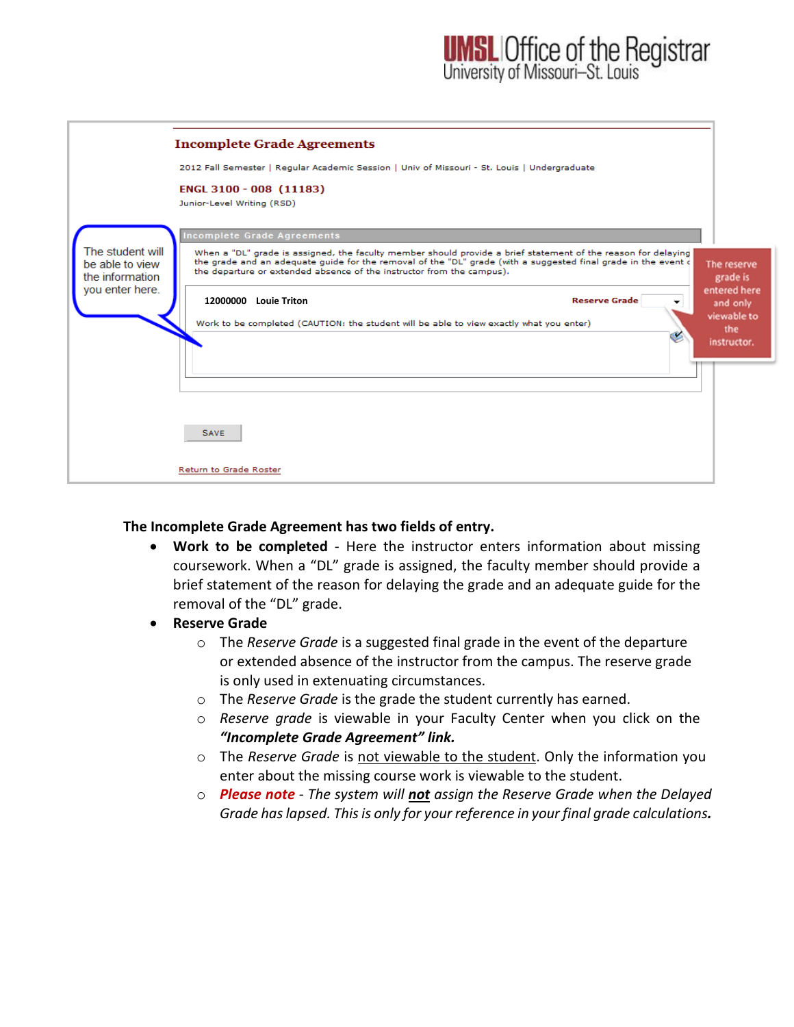**The Incomplete Grade Agreement has two fields of entry.**

- **Work to be completed** - Here the instructor enters information about missing coursework. When a "DL" grade is assigned, the faculty member should provide a brief statement of the reason for delaying the grade and an adequate guide for the removal of the "DL" grade.
- **Reserve Grade**
  - The *Reserve Grade* is a suggested final grade in the event of the departure or extended absence of the instructor from the campus. The reserve grade is only used in extenuating circumstances.
  - The *Reserve Grade* is the grade the student currently has earned.
  - *Reserve grade* is viewable in your Faculty Center when you click on the ***"Incomplete Grade Agreement" link.***
  - The *Reserve Grade* is not viewable to the student. Only the information you enter about the missing course work is viewable to the student.
  - ***Please note*** *- The system will* ***not*** *assign the Reserve Grade when the Delayed Grade has lapsed. This is only for your reference in your final grade calculations.*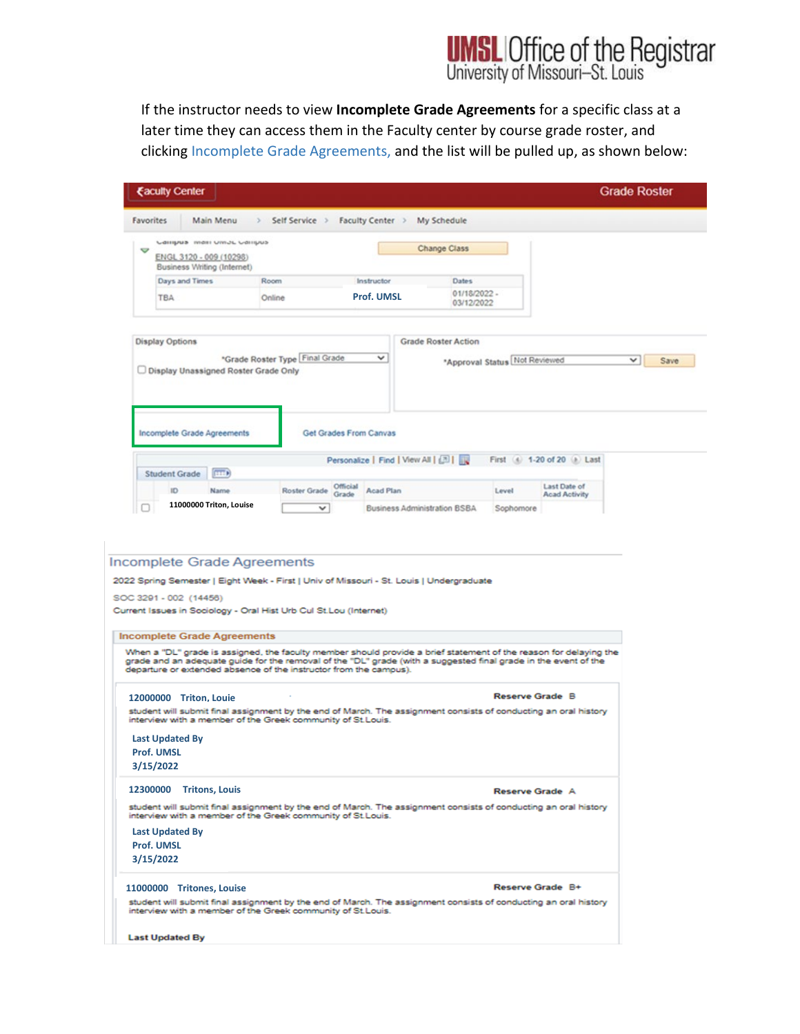If the instructor needs to view **Incomplete Grade Agreements** for a specific class at a later time they can access them in the Faculty center by course grade roster, and clicking Incomplete Grade Agreements, and the list will be pulled up, as shown below:

Faculty Center | Grade Roster

Favorites | Main Menu > Self Service > Faculty Center > My Schedule

Campus Main UMSL Campus

ENGL 3120 - 009 (10298)
Business Writing (Internet)

Change Class

| Days and Times | Room | Instructor | Dates |
| --- | --- | --- | --- |
| TBA | Online | Prof. UMSL | 01/18/2022 - 03/12/2022 |

Display Options

*Grade Roster Type Final Grade

Display Unassigned Roster Grade Only

Grade Roster Action

*Approval Status Not Reviewed Save

Incomplete Grade Agreements

Get Grades From Canvas

Personalize | Find | View All | First 1-20 of 20 Last

Student Grade

| | ID | Name | Roster Grade | Official Grade | Acad Plan | Level | Last Date of Acad Activity |
| --- | --- | --- | --- | --- | --- | --- | --- |
| ☐ | 11000000 | Triton, Louise | | | Business Administration BSBA | Sophomore | |

## Incomplete Grade Agreements

2022 Spring Semester | Eight Week - First | Univ of Missouri - St. Louis | Undergraduate

SOC 3291 - 002 (14456)

Current Issues in Sociology - Oral Hist Urb Cul St.Lou (Internet)

### Incomplete Grade Agreements

When a "DL" grade is assigned, the faculty member should provide a brief statement of the reason for delaying the grade and an adequate guide for the removal of the "DL" grade (with a suggested final grade in the event of the departure or extended absence of the instructor from the campus).

12000000 Triton, Louie — **Reserve Grade** B

student will submit final assignment by the end of March. The assignment consists of conducting an oral history interview with a member of the Greek community of St.Louis.

**Last Updated By**
**Prof. UMSL**
**3/15/2022**

12300000 Tritons, Louis — **Reserve Grade** A

student will submit final assignment by the end of March. The assignment consists of conducting an oral history interview with a member of the Greek community of St.Louis.

**Last Updated By**
**Prof. UMSL**
**3/15/2022**

11000000 Tritones, Louise — **Reserve Grade** B+

student will submit final assignment by the end of March. The assignment consists of conducting an oral history interview with a member of the Greek community of St.Louis.

**Last Updated By**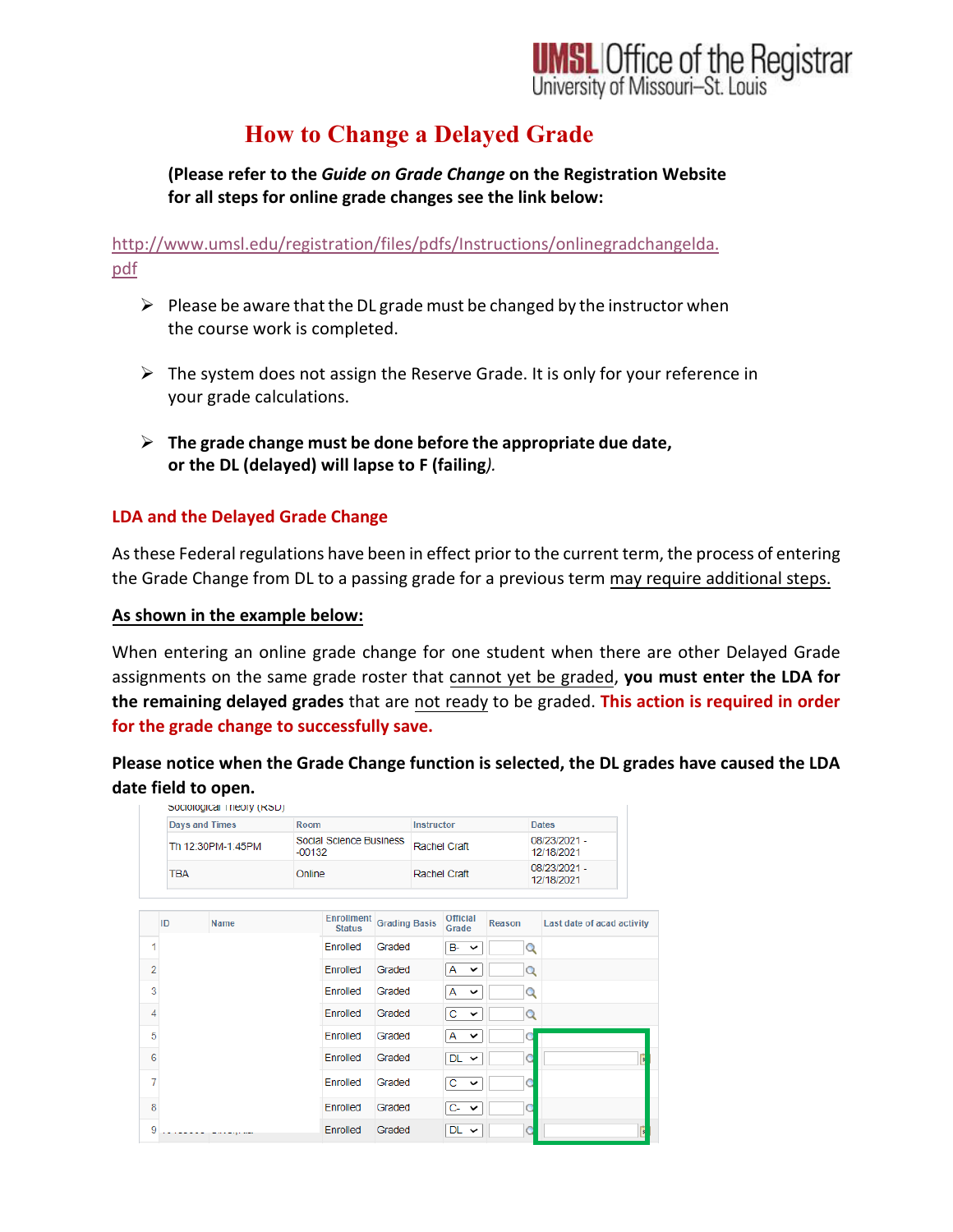# How to Change a Delayed Grade

**(Please refer to the *Guide on Grade Change* on the Registration Website for all steps for online grade changes see the link below:**

http://www.umsl.edu/registration/files/pdfs/Instructions/onlinegradchangelda.pdf

- Please be aware that the DL grade must be changed by the instructor when the course work is completed.
- The system does not assign the Reserve Grade. It is only for your reference in your grade calculations.
- **The grade change must be done before the appropriate due date, or the DL (delayed) will lapse to F (failing)**.

## LDA and the Delayed Grade Change

As these Federal regulations have been in effect prior to the current term, the process of entering the Grade Change from DL to a passing grade for a previous term may require additional steps.

**As shown in the example below:**

When entering an online grade change for one student when there are other Delayed Grade assignments on the same grade roster that cannot yet be graded, **you must enter the LDA for the remaining delayed grades** that are not ready to be graded. **This action is required in order for the grade change to successfully save.**

**Please notice when the Grade Change function is selected, the DL grades have caused the LDA date field to open.**

Sociological Theory (RSD)

| Days and Times | Room | Instructor | Dates |
|---|---|---|---|
| Th 12:30PM-1:45PM | Social Science Business -00132 | Rachel Craft | 08/23/2021 - 12/18/2021 |
| TBA | Online | Rachel Craft | 08/23/2021 - 12/18/2021 |

| | ID | Name | Enrollment Status | Grading Basis | Official Grade | Reason | Last date of acad activity |
|---|---|---|---|---|---|---|---|
| 1 | | | Enrolled | Graded | B- | | |
| 2 | | | Enrolled | Graded | A | | |
| 3 | | | Enrolled | Graded | A | | |
| 4 | | | Enrolled | Graded | C | | |
| 5 | | | Enrolled | Graded | A | | |
| 6 | | | Enrolled | Graded | DL | | [ ] |
| 7 | | | Enrolled | Graded | C | | |
| 8 | | | Enrolled | Graded | C- | | |
| 9 | | | Enrolled | Graded | DL | | [ ] |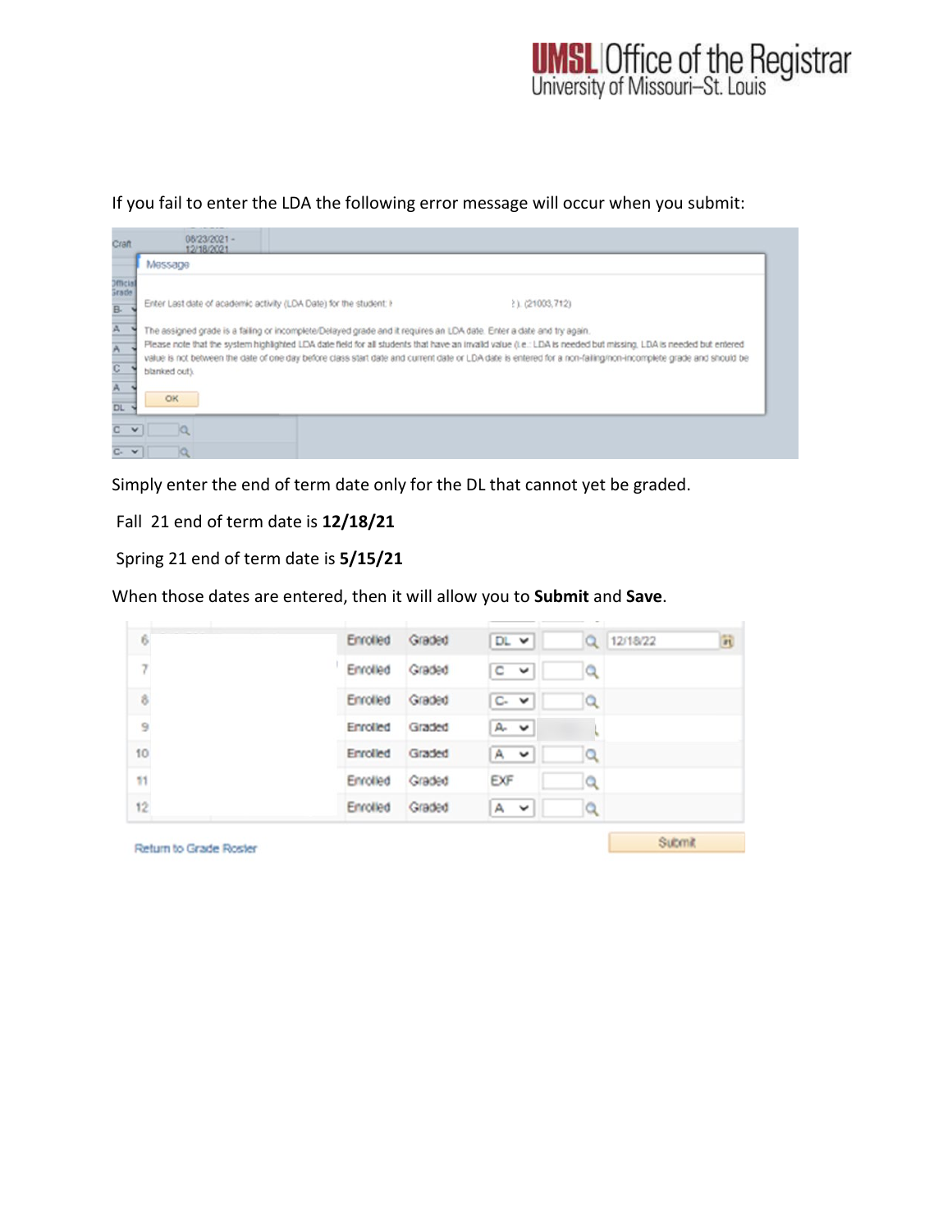If you fail to enter the LDA the following error message will occur when you submit:

Simply enter the end of term date only for the DL that cannot yet be graded.

Fall 21 end of term date is **12/18/21**

Spring 21 end of term date is **5/15/21**

When those dates are entered, then it will allow you to **Submit** and **Save**.